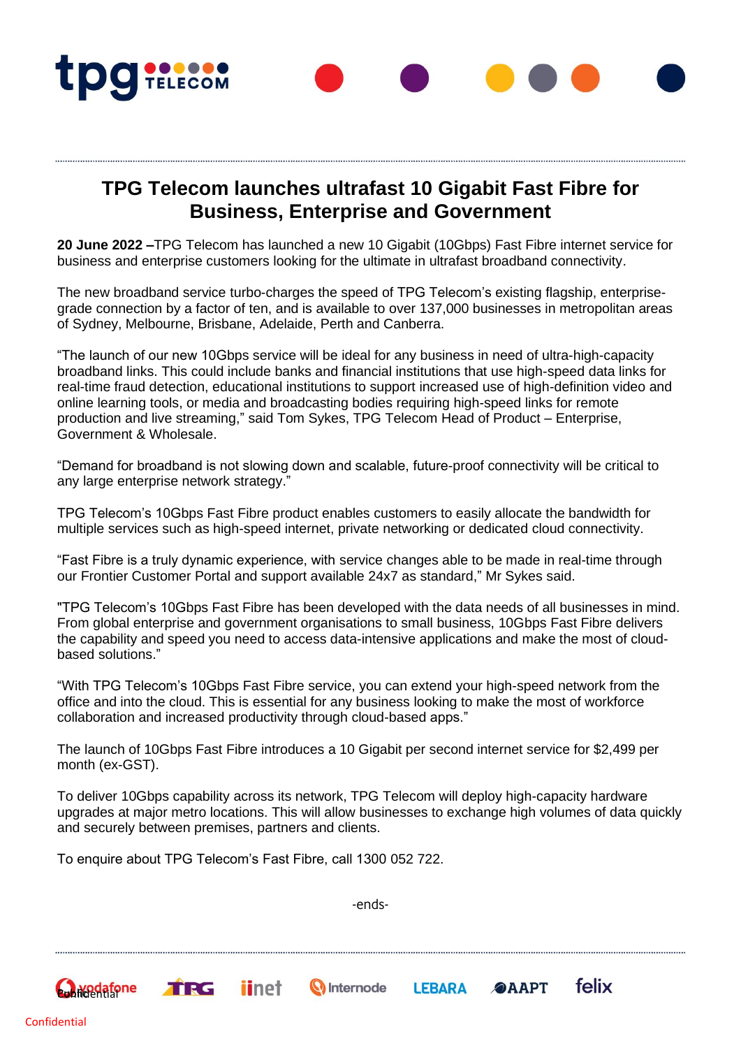# TPG Telecom launches ultrafast 10 Gigabit Fast Fibre for Business, Enterprise and Government

**20 June 2022 –**TPG Telecom has launched a new 10 Gigabit (10Gbps) Fast Fibre internet service for business and enterprise customers looking for the ultimate in ultrafast broadband connectivity.

The new broadband service turbo-charges the speed of TPG Telecom's existing flagship, enterprise-grade connection by a factor of ten, and is available to over 137,000 businesses in metropolitan areas of Sydney, Melbourne, Brisbane, Adelaide, Perth and Canberra.

"The launch of our new 10Gbps service will be ideal for any business in need of ultra-high-capacity broadband links. This could include banks and financial institutions that use high-speed data links for real-time fraud detection, educational institutions to support increased use of high-definition video and online learning tools, or media and broadcasting bodies requiring high-speed links for remote production and live streaming," said Tom Sykes, TPG Telecom Head of Product – Enterprise, Government & Wholesale.

"Demand for broadband is not slowing down and scalable, future-proof connectivity will be critical to any large enterprise network strategy."

TPG Telecom's 10Gbps Fast Fibre product enables customers to easily allocate the bandwidth for multiple services such as high-speed internet, private networking or dedicated cloud connectivity.

"Fast Fibre is a truly dynamic experience, with service changes able to be made in real-time through our Frontier Customer Portal and support available 24x7 as standard," Mr Sykes said.

"TPG Telecom's 10Gbps Fast Fibre has been developed with the data needs of all businesses in mind. From global enterprise and government organisations to small business, 10Gbps Fast Fibre delivers the capability and speed you need to access data-intensive applications and make the most of cloud-based solutions."

"With TPG Telecom's 10Gbps Fast Fibre service, you can extend your high-speed network from the office and into the cloud. This is essential for any business looking to make the most of workforce collaboration and increased productivity through cloud-based apps."

The launch of 10Gbps Fast Fibre introduces a 10 Gigabit per second internet service for $2,499 per month (ex-GST).

To deliver 10Gbps capability across its network, TPG Telecom will deploy high-capacity hardware upgrades at major metro locations. This will allow businesses to exchange high volumes of data quickly and securely between premises, partners and clients.

To enquire about TPG Telecom's Fast Fibre, call 1300 052 722.

-ends-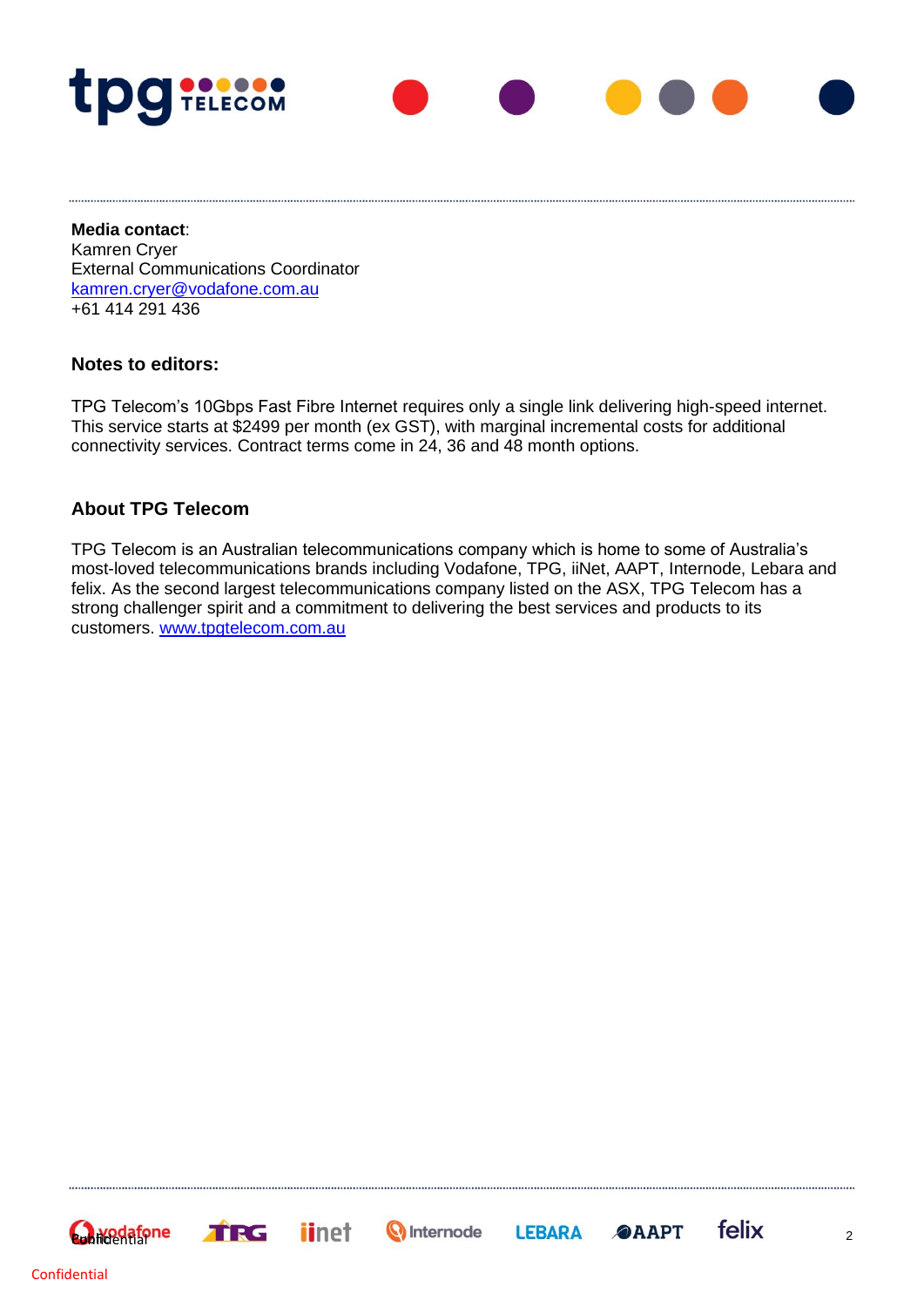**Media contact**:
Kamren Cryer
External Communications Coordinator
kamren.cryer@vodafone.com.au
+61 414 291 436

### Notes to editors:

TPG Telecom's 10Gbps Fast Fibre Internet requires only a single link delivering high-speed internet. This service starts at $2499 per month (ex GST), with marginal incremental costs for additional connectivity services. Contract terms come in 24, 36 and 48 month options.

### About TPG Telecom

TPG Telecom is an Australian telecommunications company which is home to some of Australia's most-loved telecommunications brands including Vodafone, TPG, iiNet, AAPT, Internode, Lebara and felix. As the second largest telecommunications company listed on the ASX, TPG Telecom has a strong challenger spirit and a commitment to delivering the best services and products to its customers. www.tpgtelecom.com.au